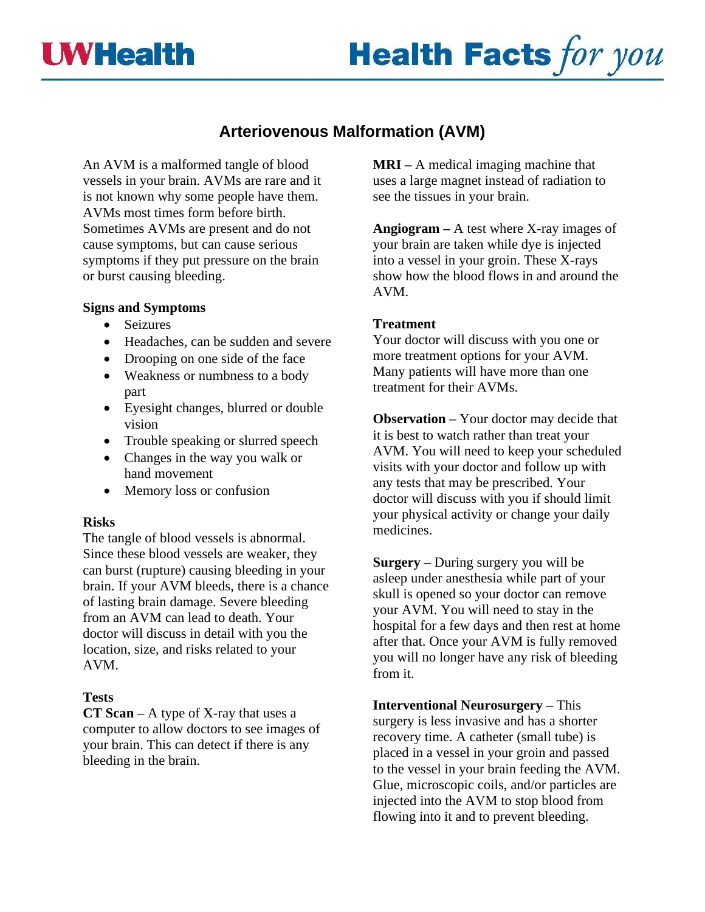# Arteriovenous Malformation (AVM)

An AVM is a malformed tangle of blood vessels in your brain. AVMs are rare and it is not known why some people have them. AVMs most times form before birth. Sometimes AVMs are present and do not cause symptoms, but can cause serious symptoms if they put pressure on the brain or burst causing bleeding.

**Signs and Symptoms**

- Seizures
- Headaches, can be sudden and severe
- Drooping on one side of the face
- Weakness or numbness to a body part
- Eyesight changes, blurred or double vision
- Trouble speaking or slurred speech
- Changes in the way you walk or hand movement
- Memory loss or confusion

**Risks**

The tangle of blood vessels is abnormal. Since these blood vessels are weaker, they can burst (rupture) causing bleeding in your brain. If your AVM bleeds, there is a chance of lasting brain damage. Severe bleeding from an AVM can lead to death. Your doctor will discuss in detail with you the location, size, and risks related to your AVM.

**Tests**

**CT Scan** – A type of X-ray that uses a computer to allow doctors to see images of your brain. This can detect if there is any bleeding in the brain.

**MRI** – A medical imaging machine that uses a large magnet instead of radiation to see the tissues in your brain.

**Angiogram** – A test where X-ray images of your brain are taken while dye is injected into a vessel in your groin. These X-rays show how the blood flows in and around the AVM.

**Treatment**

Your doctor will discuss with you one or more treatment options for your AVM. Many patients will have more than one treatment for their AVMs.

**Observation** – Your doctor may decide that it is best to watch rather than treat your AVM. You will need to keep your scheduled visits with your doctor and follow up with any tests that may be prescribed. Your doctor will discuss with you if should limit your physical activity or change your daily medicines.

**Surgery** – During surgery you will be asleep under anesthesia while part of your skull is opened so your doctor can remove your AVM. You will need to stay in the hospital for a few days and then rest at home after that. Once your AVM is fully removed you will no longer have any risk of bleeding from it.

**Interventional Neurosurgery** – This surgery is less invasive and has a shorter recovery time. A catheter (small tube) is placed in a vessel in your groin and passed to the vessel in your brain feeding the AVM. Glue, microscopic coils, and/or particles are injected into the AVM to stop blood from flowing into it and to prevent bleeding.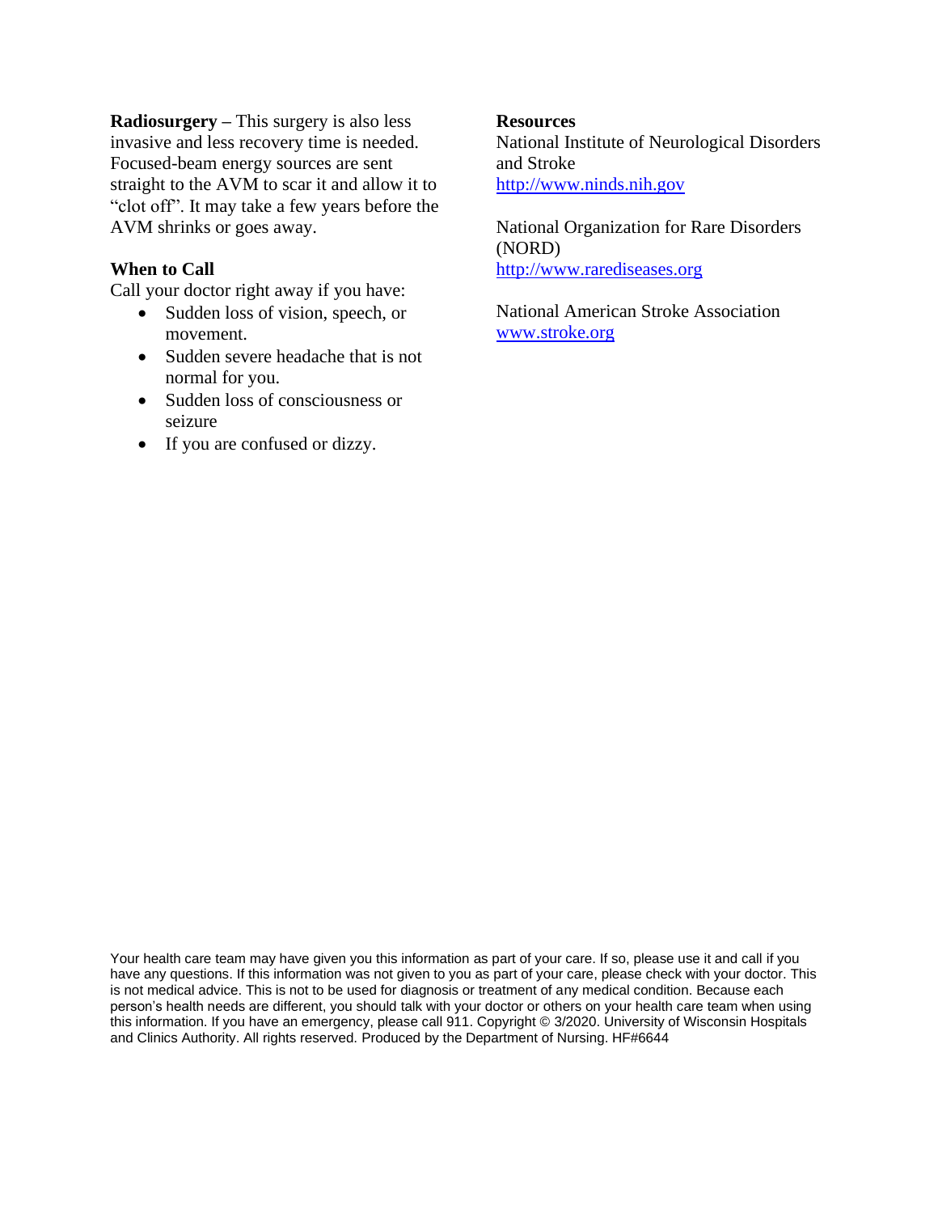**Radiosurgery –** This surgery is also less invasive and less recovery time is needed. Focused-beam energy sources are sent straight to the AVM to scar it and allow it to "clot off". It may take a few years before the AVM shrinks or goes away.

**When to Call**

Call your doctor right away if you have:

- Sudden loss of vision, speech, or movement.
- Sudden severe headache that is not normal for you.
- Sudden loss of consciousness or seizure
- If you are confused or dizzy.

**Resources**

National Institute of Neurological Disorders and Stroke
http://www.ninds.nih.gov

National Organization for Rare Disorders (NORD)
http://www.rarediseases.org

National American Stroke Association
www.stroke.org

Your health care team may have given you this information as part of your care. If so, please use it and call if you have any questions. If this information was not given to you as part of your care, please check with your doctor. This is not medical advice. This is not to be used for diagnosis or treatment of any medical condition. Because each person's health needs are different, you should talk with your doctor or others on your health care team when using this information. If you have an emergency, please call 911. Copyright © 3/2020. University of Wisconsin Hospitals and Clinics Authority. All rights reserved. Produced by the Department of Nursing. HF#6644